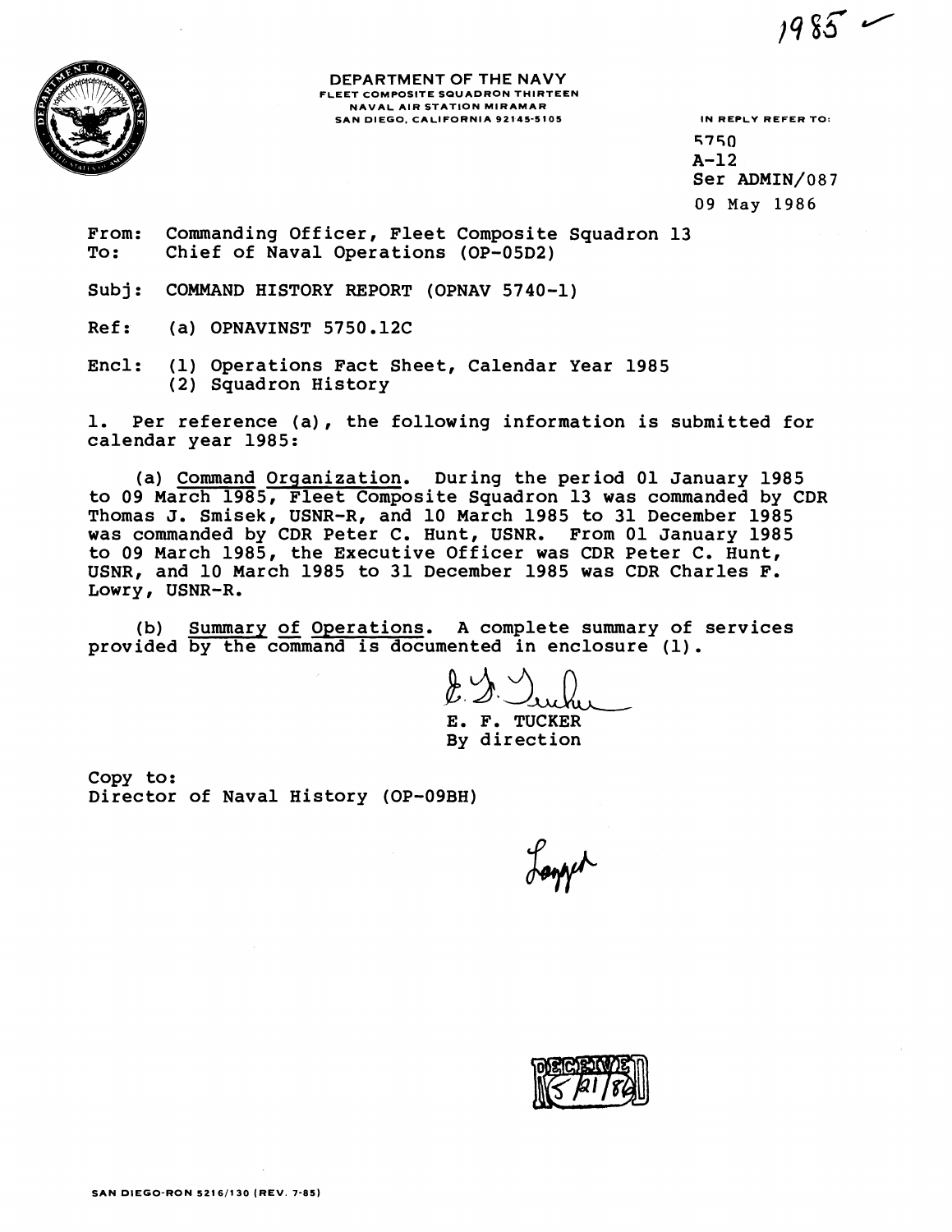1985 ✓

DEPARTMENT OF THE NAVY
FLEET COMPOSITE SQUADRON THIRTEEN
NAVAL AIR STATION MIRAMAR
SAN DIEGO, CALIFORNIA 92145-5105

IN REPLY REFER TO:
5750
A-12
Ser ADMIN/087
09 May 1986

From: Commanding Officer, Fleet Composite Squadron 13
To: Chief of Naval Operations (OP-05D2)

Subj: COMMAND HISTORY REPORT (OPNAV 5740-1)

Ref: (a) OPNAVINST 5750.12C

Encl: (1) Operations Fact Sheet, Calendar Year 1985
(2) Squadron History

1. Per reference (a), the following information is submitted for calendar year 1985:

(a) Command Organization. During the period 01 January 1985 to 09 March 1985, Fleet Composite Squadron 13 was commanded by CDR Thomas J. Smisek, USNR-R, and 10 March 1985 to 31 December 1985 was commanded by CDR Peter C. Hunt, USNR. From 01 January 1985 to 09 March 1985, the Executive Officer was CDR Peter C. Hunt, USNR, and 10 March 1985 to 31 December 1985 was CDR Charles F. Lowry, USNR-R.

(b) Summary of Operations. A complete summary of services provided by the command is documented in enclosure (1).

E. F. TUCKER
By direction

Copy to:
Director of Naval History (OP-09BH)

RECEIVED 5/21/86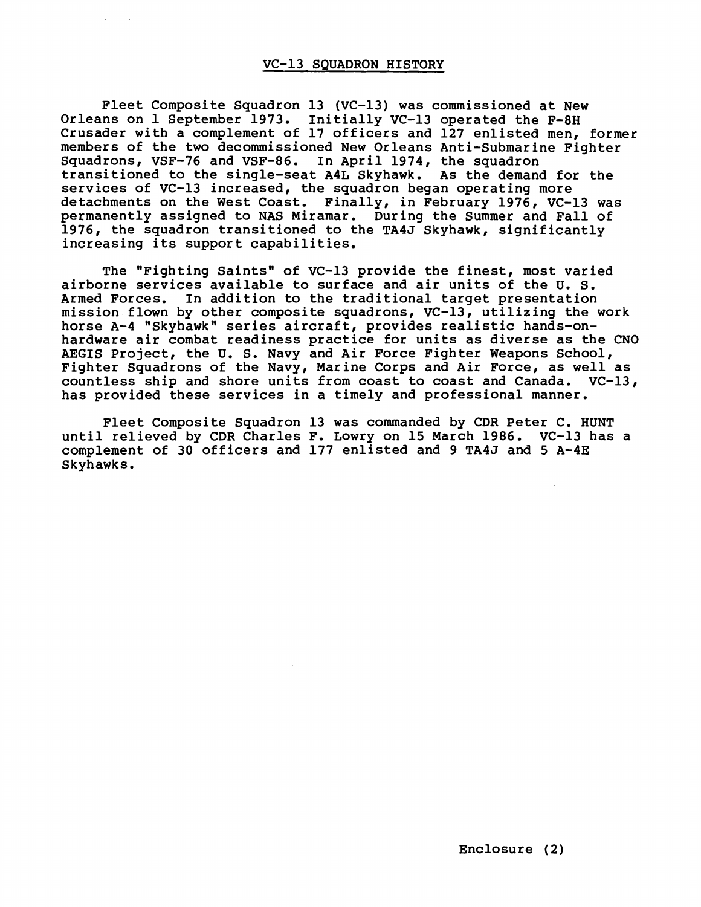# VC-13 SQUADRON HISTORY

Fleet Composite Squadron 13 (VC-13) was commissioned at New Orleans on 1 September 1973. Initially VC-13 operated the F-8H Crusader with a complement of 17 officers and 127 enlisted men, former members of the two decommissioned New Orleans Anti-Submarine Fighter Squadrons, VSF-76 and VSF-86. In April 1974, the squadron transitioned to the single-seat A4L Skyhawk. As the demand for the services of VC-13 increased, the squadron began operating more detachments on the West Coast. Finally, in February 1976, VC-13 was permanently assigned to NAS Miramar. During the Summer and Fall of 1976, the squadron transitioned to the TA4J Skyhawk, significantly increasing its support capabilities.

The "Fighting Saints" of VC-13 provide the finest, most varied airborne services available to surface and air units of the U. S. Armed Forces. In addition to the traditional target presentation mission flown by other composite squadrons, VC-13, utilizing the work horse A-4 "Skyhawk" series aircraft, provides realistic hands-on-hardware air combat readiness practice for units as diverse as the CNO AEGIS Project, the U. S. Navy and Air Force Fighter Weapons School, Fighter Squadrons of the Navy, Marine Corps and Air Force, as well as countless ship and shore units from coast to coast and Canada. VC-13, has provided these services in a timely and professional manner.

Fleet Composite Squadron 13 was commanded by CDR Peter C. HUNT until relieved by CDR Charles F. Lowry on 15 March 1986. VC-13 has a complement of 30 officers and 177 enlisted and 9 TA4J and 5 A-4E Skyhawks.

Enclosure (2)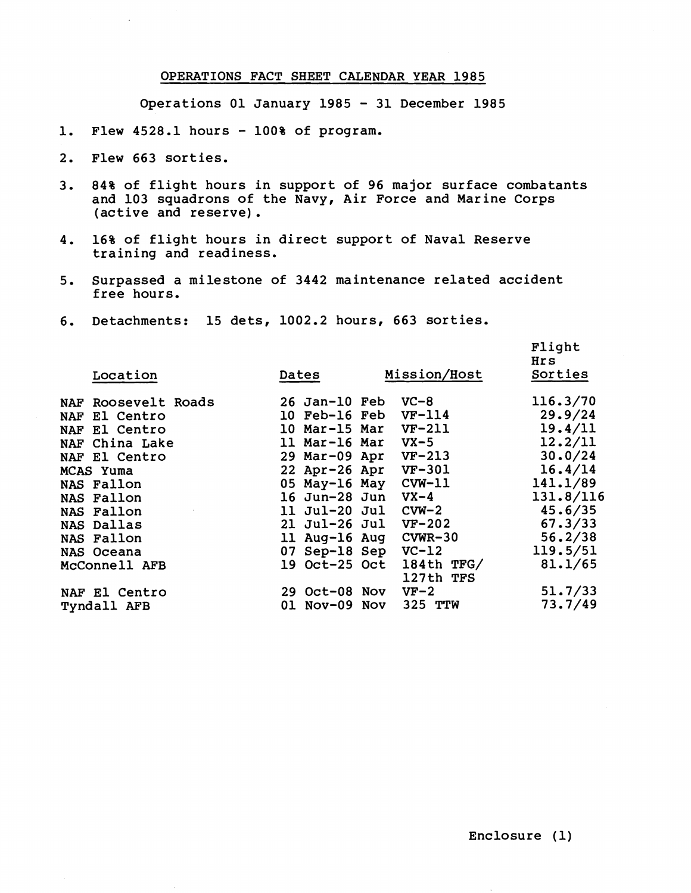## OPERATIONS FACT SHEET CALENDAR YEAR 1985

Operations 01 January 1985 - 31 December 1985

1. Flew 4528.1 hours - 100% of program.
2. Flew 663 sorties.
3. 84% of flight hours in support of 96 major surface combatants and 103 squadrons of the Navy, Air Force and Marine Corps (active and reserve).
4. 16% of flight hours in direct support of Naval Reserve training and readiness.
5. Surpassed a milestone of 3442 maintenance related accident free hours.
6. Detachments: 15 dets, 1002.2 hours, 663 sorties.

| Location | Dates | Mission/Host | Flight Hrs Sorties |
|---|---|---|---|
| NAF Roosevelt Roads | 26 Jan-10 Feb | VC-8 | 116.3/70 |
| NAF El Centro | 10 Feb-16 Feb | VF-114 | 29.9/24 |
| NAF El Centro | 10 Mar-15 Mar | VF-211 | 19.4/11 |
| NAF China Lake | 11 Mar-16 Mar | VX-5 | 12.2/11 |
| NAF El Centro | 29 Mar-09 Apr | VF-213 | 30.0/24 |
| MCAS Yuma | 22 Apr-26 Apr | VF-301 | 16.4/14 |
| NAS Fallon | 05 May-16 May | CVW-11 | 141.1/89 |
| NAS Fallon | 16 Jun-28 Jun | VX-4 | 131.8/116 |
| NAS Fallon | 11 Jul-20 Jul | CVW-2 | 45.6/35 |
| NAS Dallas | 21 Jul-26 Jul | VF-202 | 67.3/33 |
| NAS Fallon | 11 Aug-16 Aug | CVWR-30 | 56.2/38 |
| NAS Oceana | 07 Sep-18 Sep | VC-12 | 119.5/51 |
| McConnell AFB | 19 Oct-25 Oct | 184th TFG/ 127th TFS | 81.1/65 |
| NAF El Centro | 29 Oct-08 Nov | VF-2 | 51.7/33 |
| Tyndall AFB | 01 Nov-09 Nov | 325 TTW | 73.7/49 |

Enclosure (1)